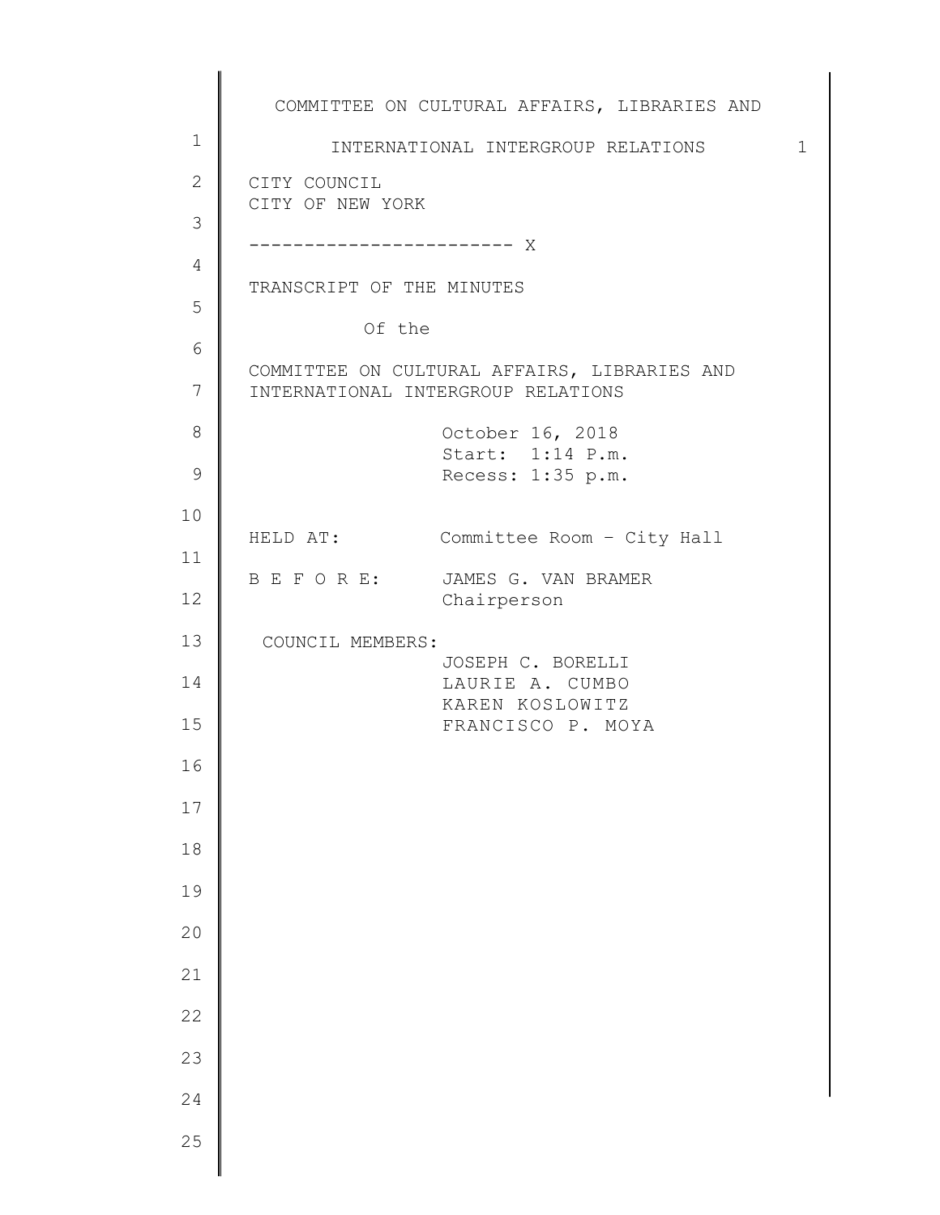CITY COUNCIL
CITY OF NEW YORK

------------------------ X

TRANSCRIPT OF THE MINUTES

Of the

COMMITTEE ON CULTURAL AFFAIRS, LIBRARIES AND INTERNATIONAL INTERGROUP RELATIONS

October 16, 2018
Start: 1:14 P.m.
Recess: 1:35 p.m.

HELD AT: Committee Room – City Hall

B E F O R E: JAMES G. VAN BRAMER
Chairperson

COUNCIL MEMBERS:
JOSEPH C. BORELLI
LAURIE A. CUMBO
KAREN KOSLOWITZ
FRANCISCO P. MOYA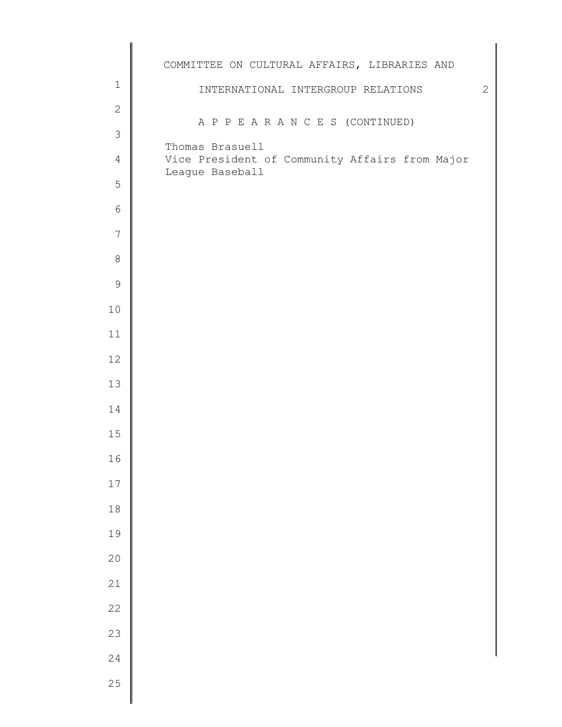A P P E A R A N C E S (CONTINUED)

Thomas Brasuell
Vice President of Community Affairs from Major League Baseball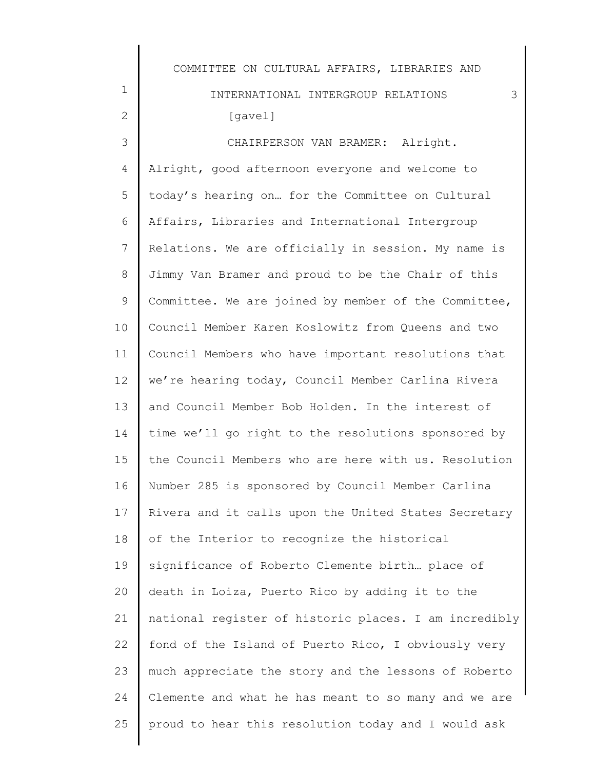[gavel]

CHAIRPERSON VAN BRAMER: Alright. Alright, good afternoon everyone and welcome to today's hearing on… for the Committee on Cultural Affairs, Libraries and International Intergroup Relations. We are officially in session. My name is Jimmy Van Bramer and proud to be the Chair of this Committee. We are joined by member of the Committee, Council Member Karen Koslowitz from Queens and two Council Members who have important resolutions that we're hearing today, Council Member Carlina Rivera and Council Member Bob Holden. In the interest of time we'll go right to the resolutions sponsored by the Council Members who are here with us. Resolution Number 285 is sponsored by Council Member Carlina Rivera and it calls upon the United States Secretary of the Interior to recognize the historical significance of Roberto Clemente birth… place of death in Loiza, Puerto Rico by adding it to the national register of historic places. I am incredibly fond of the Island of Puerto Rico, I obviously very much appreciate the story and the lessons of Roberto Clemente and what he has meant to so many and we are proud to hear this resolution today and I would ask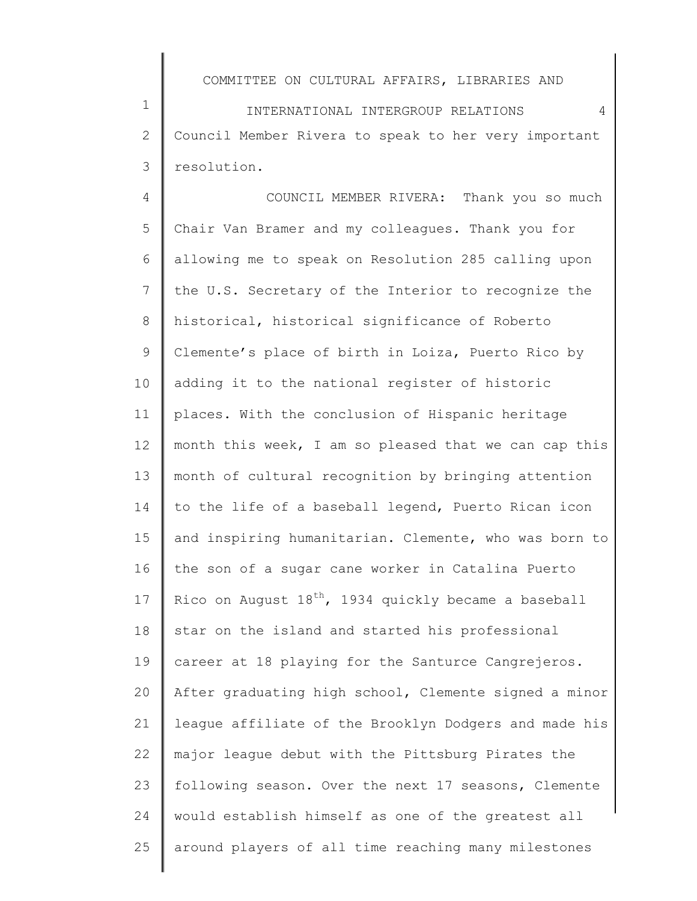Council Member Rivera to speak to her very important resolution.

COUNCIL MEMBER RIVERA: Thank you so much Chair Van Bramer and my colleagues. Thank you for allowing me to speak on Resolution 285 calling upon the U.S. Secretary of the Interior to recognize the historical, historical significance of Roberto Clemente's place of birth in Loiza, Puerto Rico by adding it to the national register of historic places. With the conclusion of Hispanic heritage month this week, I am so pleased that we can cap this month of cultural recognition by bringing attention to the life of a baseball legend, Puerto Rican icon and inspiring humanitarian. Clemente, who was born to the son of a sugar cane worker in Catalina Puerto Rico on August 18th, 1934 quickly became a baseball star on the island and started his professional career at 18 playing for the Santurce Cangrejeros. After graduating high school, Clemente signed a minor league affiliate of the Brooklyn Dodgers and made his major league debut with the Pittsburg Pirates the following season. Over the next 17 seasons, Clemente would establish himself as one of the greatest all around players of all time reaching many milestones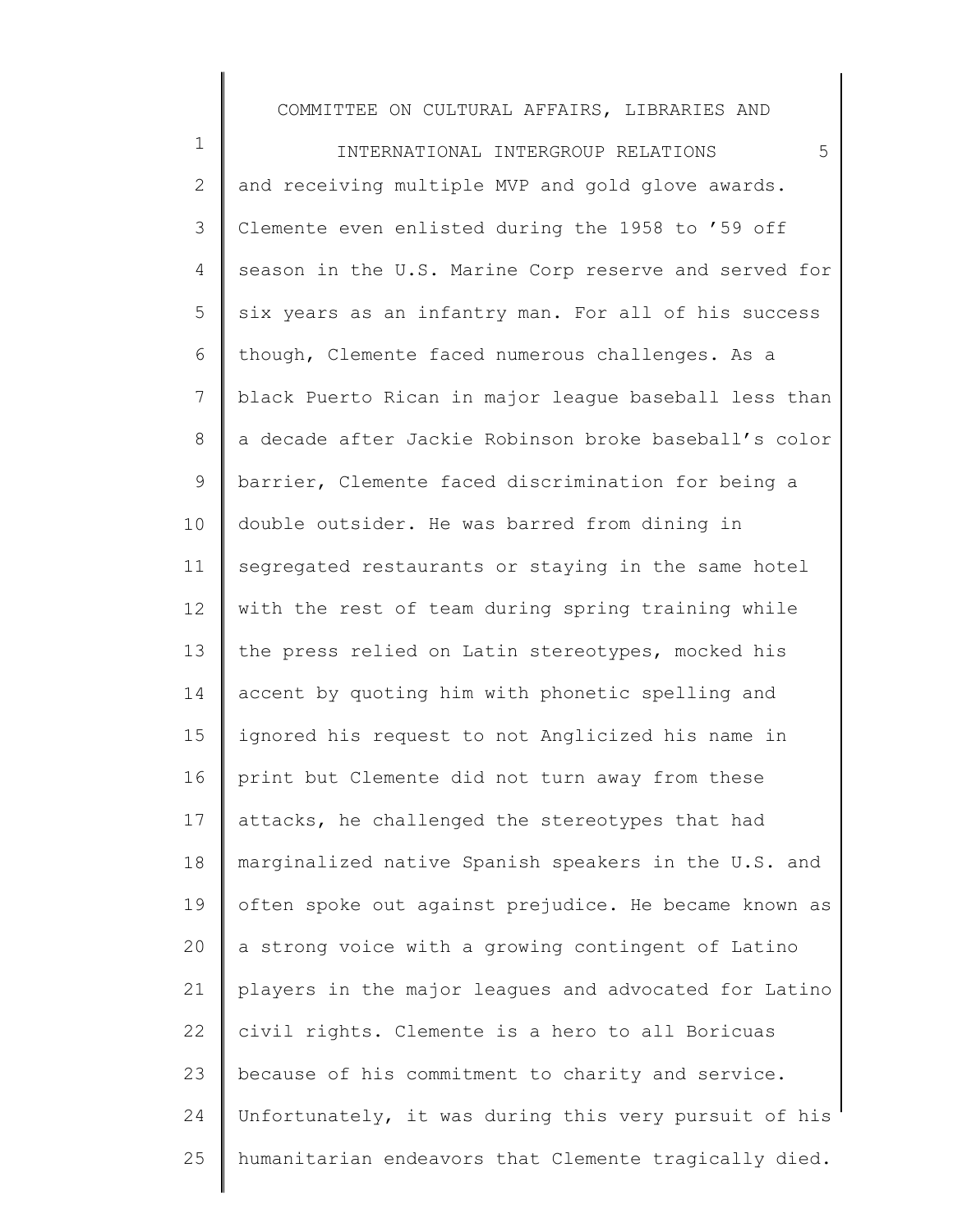and receiving multiple MVP and gold glove awards. Clemente even enlisted during the 1958 to '59 off season in the U.S. Marine Corp reserve and served for six years as an infantry man. For all of his success though, Clemente faced numerous challenges. As a black Puerto Rican in major league baseball less than a decade after Jackie Robinson broke baseball's color barrier, Clemente faced discrimination for being a double outsider. He was barred from dining in segregated restaurants or staying in the same hotel with the rest of team during spring training while the press relied on Latin stereotypes, mocked his accent by quoting him with phonetic spelling and ignored his request to not Anglicized his name in print but Clemente did not turn away from these attacks, he challenged the stereotypes that had marginalized native Spanish speakers in the U.S. and often spoke out against prejudice. He became known as a strong voice with a growing contingent of Latino players in the major leagues and advocated for Latino civil rights. Clemente is a hero to all Boricuas because of his commitment to charity and service. Unfortunately, it was during this very pursuit of his humanitarian endeavors that Clemente tragically died.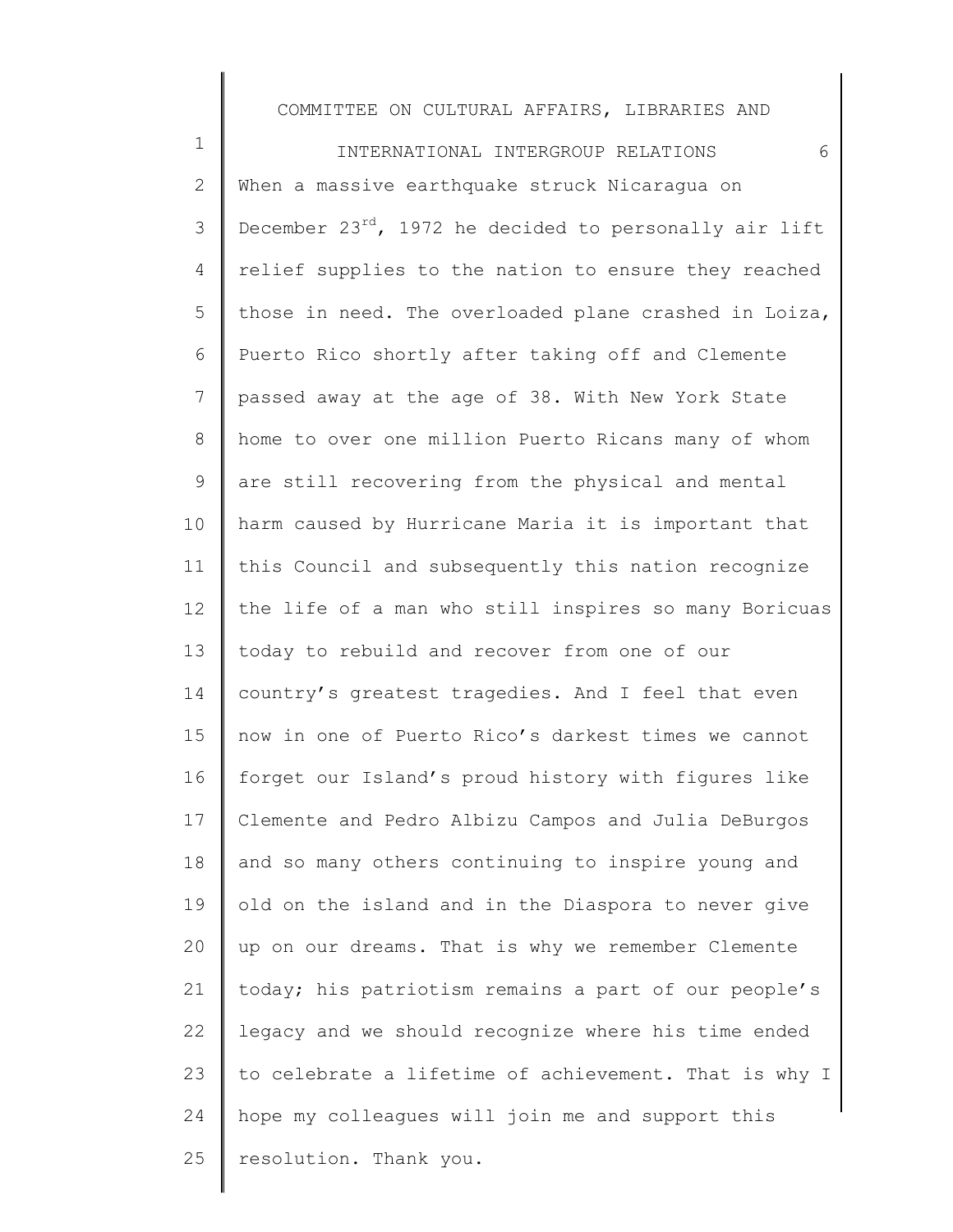When a massive earthquake struck Nicaragua on December 23rd, 1972 he decided to personally air lift relief supplies to the nation to ensure they reached those in need. The overloaded plane crashed in Loiza, Puerto Rico shortly after taking off and Clemente passed away at the age of 38. With New York State home to over one million Puerto Ricans many of whom are still recovering from the physical and mental harm caused by Hurricane Maria it is important that this Council and subsequently this nation recognize the life of a man who still inspires so many Boricuas today to rebuild and recover from one of our country's greatest tragedies. And I feel that even now in one of Puerto Rico's darkest times we cannot forget our Island's proud history with figures like Clemente and Pedro Albizu Campos and Julia DeBurgos and so many others continuing to inspire young and old on the island and in the Diaspora to never give up on our dreams. That is why we remember Clemente today; his patriotism remains a part of our people's legacy and we should recognize where his time ended to celebrate a lifetime of achievement. That is why I hope my colleagues will join me and support this resolution. Thank you.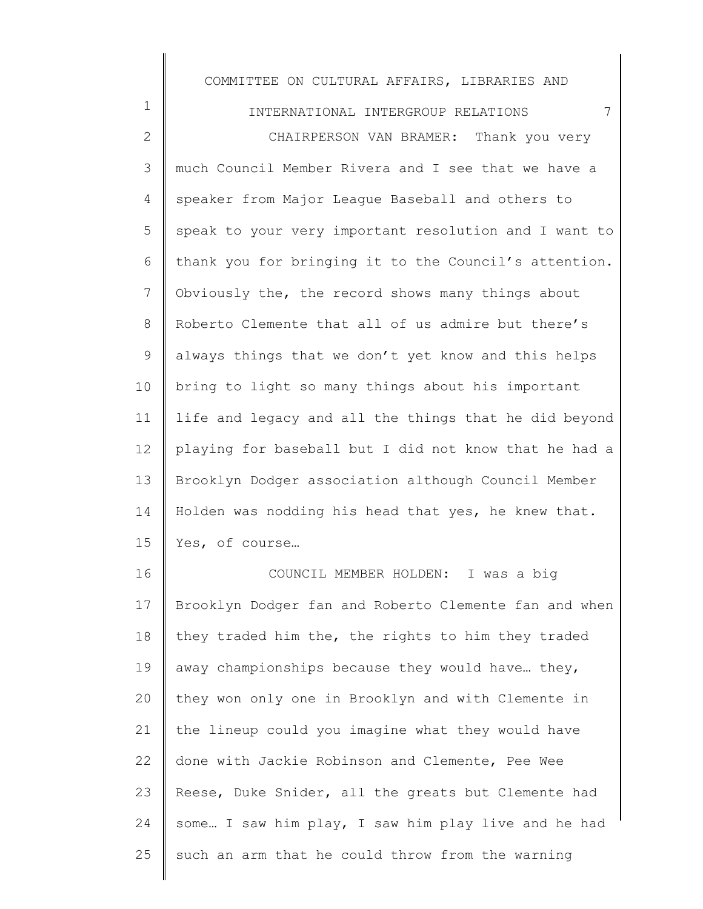CHAIRPERSON VAN BRAMER: Thank you very much Council Member Rivera and I see that we have a speaker from Major League Baseball and others to speak to your very important resolution and I want to thank you for bringing it to the Council's attention. Obviously the, the record shows many things about Roberto Clemente that all of us admire but there's always things that we don't yet know and this helps bring to light so many things about his important life and legacy and all the things that he did beyond playing for baseball but I did not know that he had a Brooklyn Dodger association although Council Member Holden was nodding his head that yes, he knew that. Yes, of course…

COUNCIL MEMBER HOLDEN: I was a big Brooklyn Dodger fan and Roberto Clemente fan and when they traded him the, the rights to him they traded away championships because they would have… they, they won only one in Brooklyn and with Clemente in the lineup could you imagine what they would have done with Jackie Robinson and Clemente, Pee Wee Reese, Duke Snider, all the greats but Clemente had some… I saw him play, I saw him play live and he had such an arm that he could throw from the warning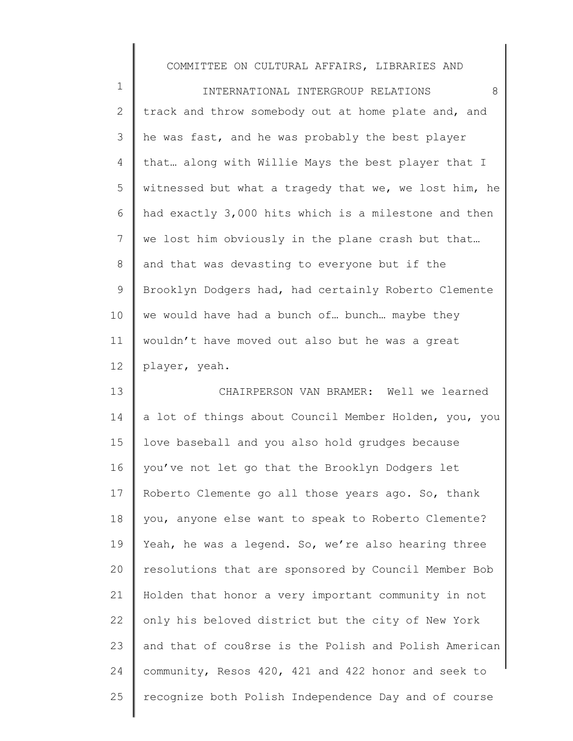track and throw somebody out at home plate and, and he was fast, and he was probably the best player that… along with Willie Mays the best player that I witnessed but what a tragedy that we, we lost him, he had exactly 3,000 hits which is a milestone and then we lost him obviously in the plane crash but that… and that was devasting to everyone but if the Brooklyn Dodgers had, had certainly Roberto Clemente we would have had a bunch of… bunch… maybe they wouldn't have moved out also but he was a great player, yeah.

CHAIRPERSON VAN BRAMER: Well we learned a lot of things about Council Member Holden, you, you love baseball and you also hold grudges because you've not let go that the Brooklyn Dodgers let Roberto Clemente go all those years ago. So, thank you, anyone else want to speak to Roberto Clemente? Yeah, he was a legend. So, we're also hearing three resolutions that are sponsored by Council Member Bob Holden that honor a very important community in not only his beloved district but the city of New York and that of cou8rse is the Polish and Polish American community, Resos 420, 421 and 422 honor and seek to recognize both Polish Independence Day and of course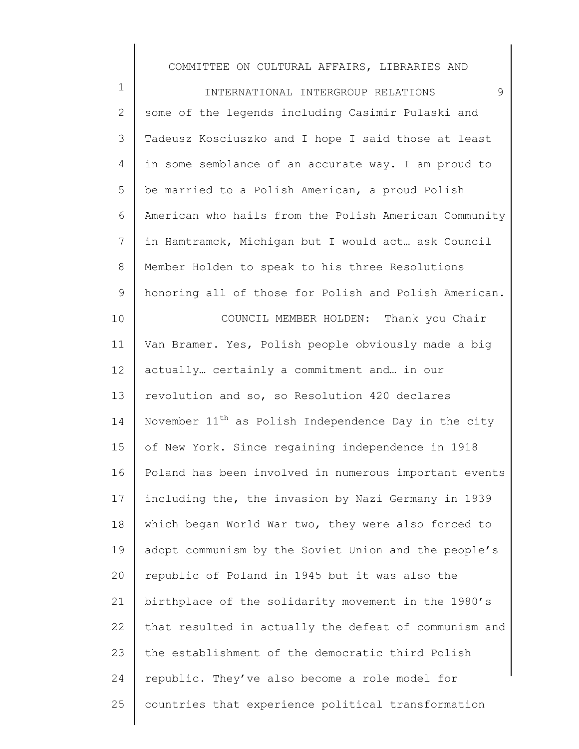some of the legends including Casimir Pulaski and Tadeusz Kosciuszko and I hope I said those at least in some semblance of an accurate way. I am proud to be married to a Polish American, a proud Polish American who hails from the Polish American Community in Hamtramck, Michigan but I would act… ask Council Member Holden to speak to his three Resolutions honoring all of those for Polish and Polish American.

COUNCIL MEMBER HOLDEN: Thank you Chair Van Bramer. Yes, Polish people obviously made a big actually… certainly a commitment and… in our revolution and so, so Resolution 420 declares November 11th as Polish Independence Day in the city of New York. Since regaining independence in 1918 Poland has been involved in numerous important events including the, the invasion by Nazi Germany in 1939 which began World War two, they were also forced to adopt communism by the Soviet Union and the people's republic of Poland in 1945 but it was also the birthplace of the solidarity movement in the 1980's that resulted in actually the defeat of communism and the establishment of the democratic third Polish republic. They've also become a role model for countries that experience political transformation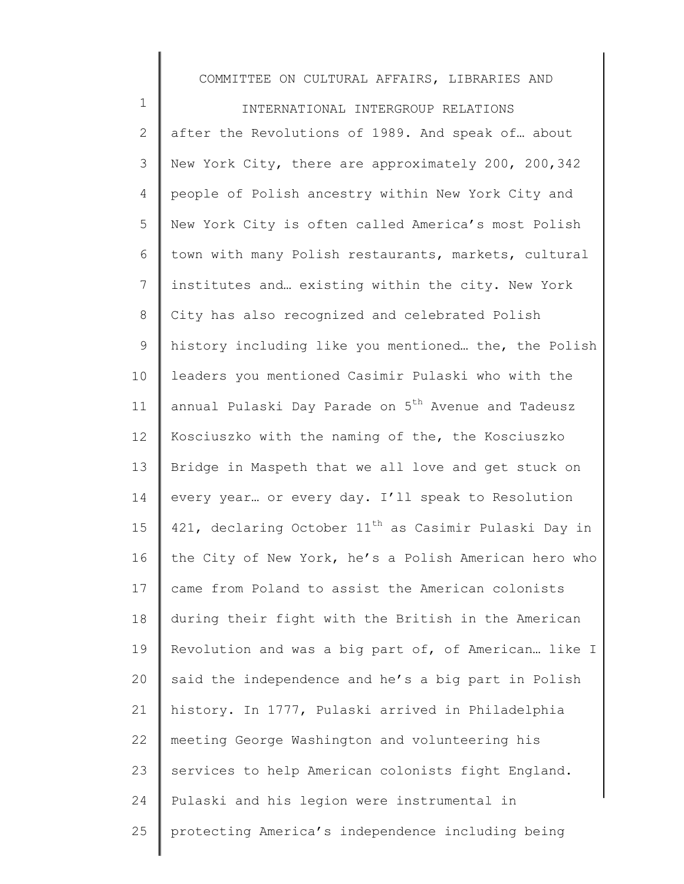after the Revolutions of 1989. And speak of… about New York City, there are approximately 200, 200,342 people of Polish ancestry within New York City and New York City is often called America's most Polish town with many Polish restaurants, markets, cultural institutes and… existing within the city. New York City has also recognized and celebrated Polish history including like you mentioned… the, the Polish leaders you mentioned Casimir Pulaski who with the annual Pulaski Day Parade on 5th Avenue and Tadeusz Kosciuszko with the naming of the, the Kosciuszko Bridge in Maspeth that we all love and get stuck on every year… or every day. I'll speak to Resolution 421, declaring October 11th as Casimir Pulaski Day in the City of New York, he's a Polish American hero who came from Poland to assist the American colonists during their fight with the British in the American Revolution and was a big part of, of American… like I said the independence and he's a big part in Polish history. In 1777, Pulaski arrived in Philadelphia meeting George Washington and volunteering his services to help American colonists fight England. Pulaski and his legion were instrumental in protecting America's independence including being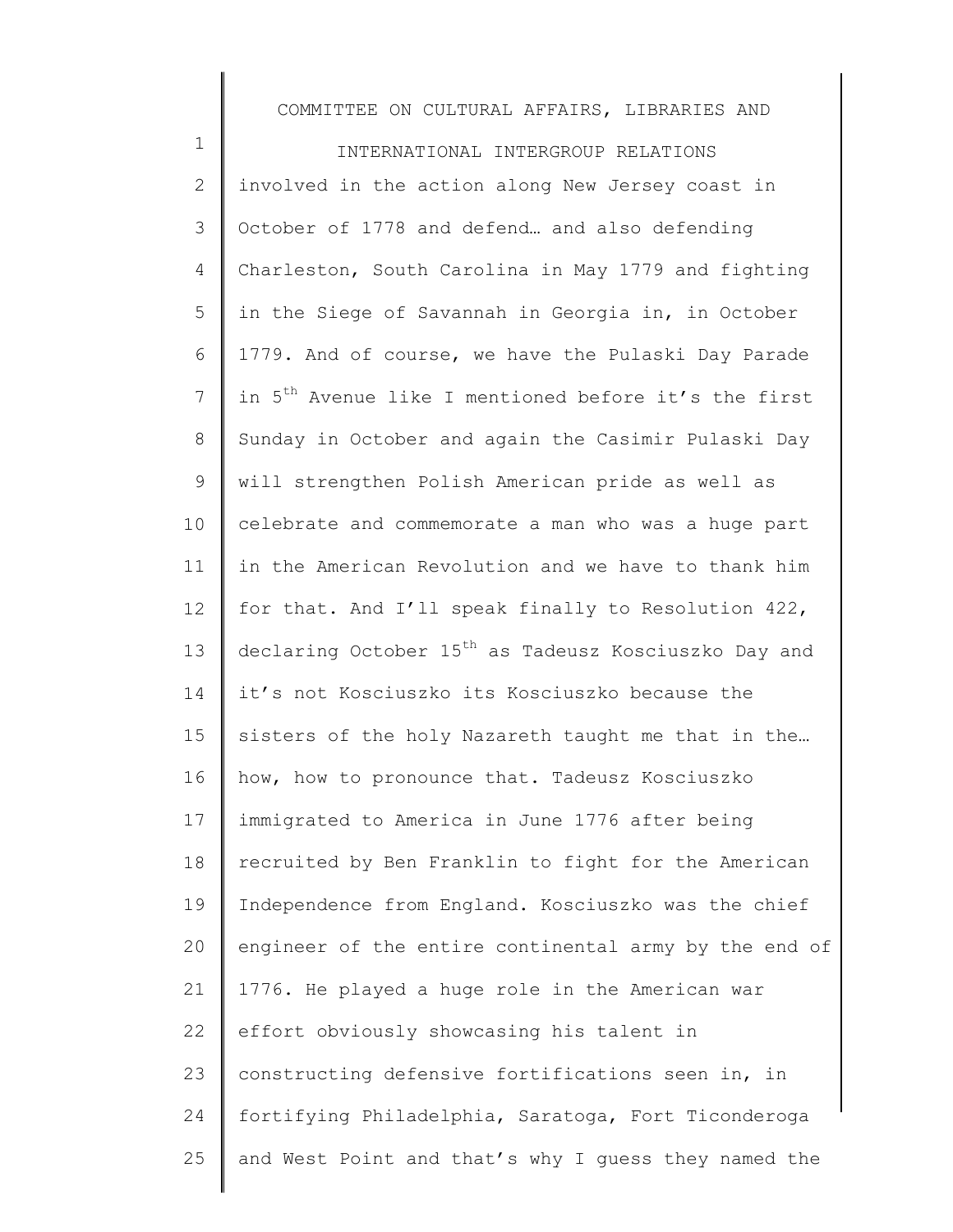involved in the action along New Jersey coast in October of 1778 and defend… and also defending Charleston, South Carolina in May 1779 and fighting in the Siege of Savannah in Georgia in, in October 1779. And of course, we have the Pulaski Day Parade in 5th Avenue like I mentioned before it's the first Sunday in October and again the Casimir Pulaski Day will strengthen Polish American pride as well as celebrate and commemorate a man who was a huge part in the American Revolution and we have to thank him for that. And I'll speak finally to Resolution 422, declaring October 15th as Tadeusz Kosciuszko Day and it's not Kosciuszko its Kosciuszko because the sisters of the holy Nazareth taught me that in the… how, how to pronounce that. Tadeusz Kosciuszko immigrated to America in June 1776 after being recruited by Ben Franklin to fight for the American Independence from England. Kosciuszko was the chief engineer of the entire continental army by the end of 1776. He played a huge role in the American war effort obviously showcasing his talent in constructing defensive fortifications seen in, in fortifying Philadelphia, Saratoga, Fort Ticonderoga and West Point and that's why I guess they named the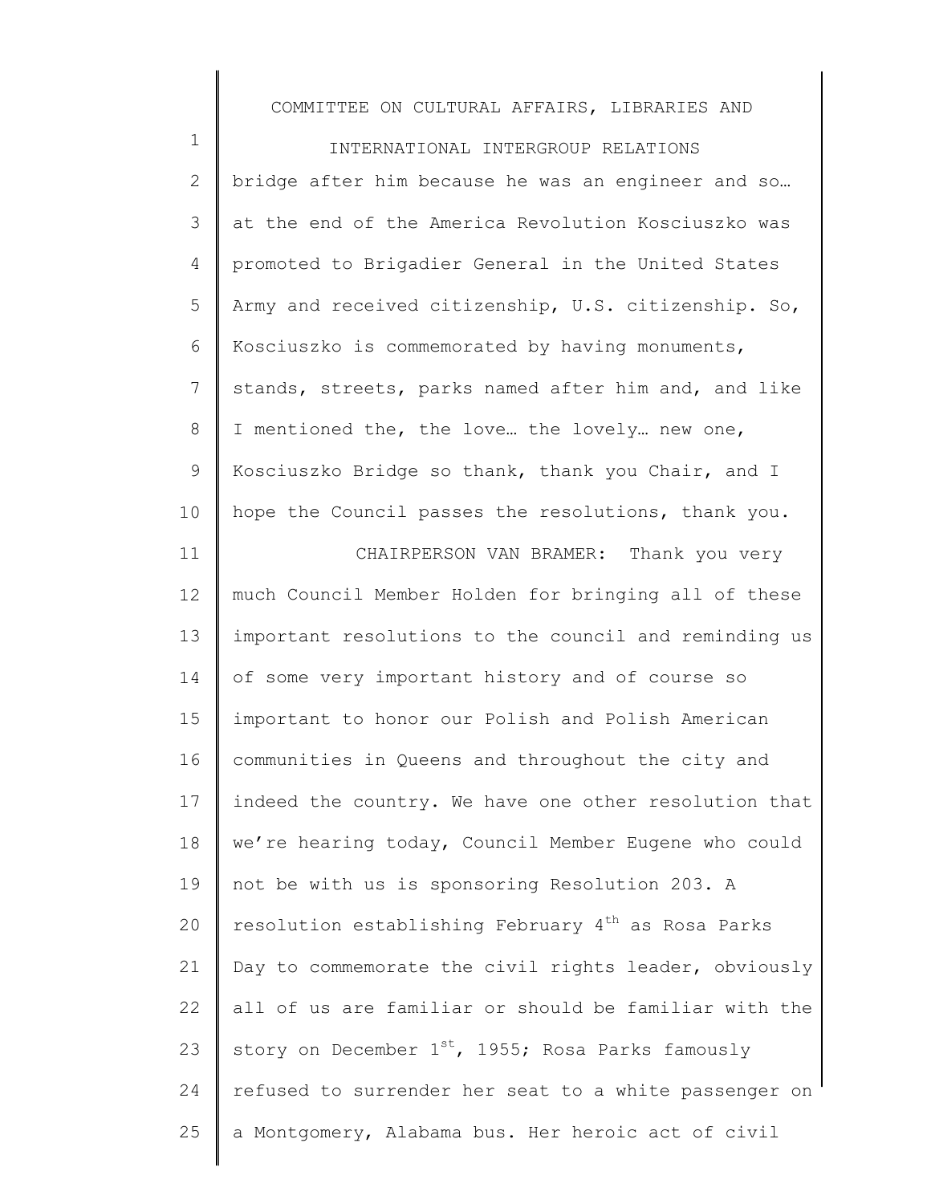bridge after him because he was an engineer and so… at the end of the America Revolution Kosciuszko was promoted to Brigadier General in the United States Army and received citizenship, U.S. citizenship. So, Kosciuszko is commemorated by having monuments, stands, streets, parks named after him and, and like I mentioned the, the love… the lovely… new one, Kosciuszko Bridge so thank, thank you Chair, and I hope the Council passes the resolutions, thank you.

CHAIRPERSON VAN BRAMER: Thank you very much Council Member Holden for bringing all of these important resolutions to the council and reminding us of some very important history and of course so important to honor our Polish and Polish American communities in Queens and throughout the city and indeed the country. We have one other resolution that we're hearing today, Council Member Eugene who could not be with us is sponsoring Resolution 203. A resolution establishing February 4th as Rosa Parks Day to commemorate the civil rights leader, obviously all of us are familiar or should be familiar with the story on December 1st, 1955; Rosa Parks famously refused to surrender her seat to a white passenger on a Montgomery, Alabama bus. Her heroic act of civil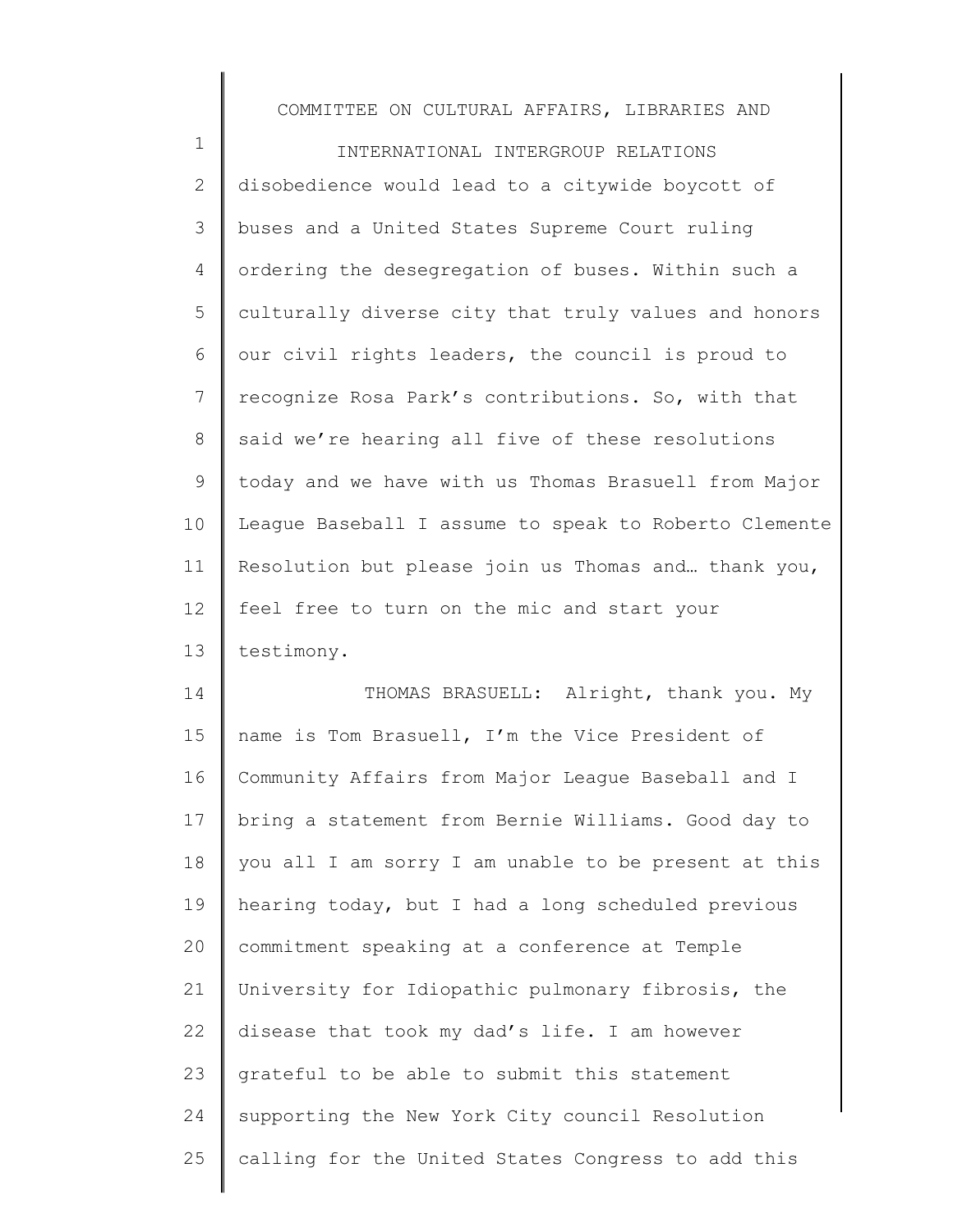disobedience would lead to a citywide boycott of buses and a United States Supreme Court ruling ordering the desegregation of buses. Within such a culturally diverse city that truly values and honors our civil rights leaders, the council is proud to recognize Rosa Park's contributions. So, with that said we're hearing all five of these resolutions today and we have with us Thomas Brasuell from Major League Baseball I assume to speak to Roberto Clemente Resolution but please join us Thomas and… thank you, feel free to turn on the mic and start your testimony.

THOMAS BRASUELL: Alright, thank you. My name is Tom Brasuell, I'm the Vice President of Community Affairs from Major League Baseball and I bring a statement from Bernie Williams. Good day to you all I am sorry I am unable to be present at this hearing today, but I had a long scheduled previous commitment speaking at a conference at Temple University for Idiopathic pulmonary fibrosis, the disease that took my dad's life. I am however grateful to be able to submit this statement supporting the New York City council Resolution calling for the United States Congress to add this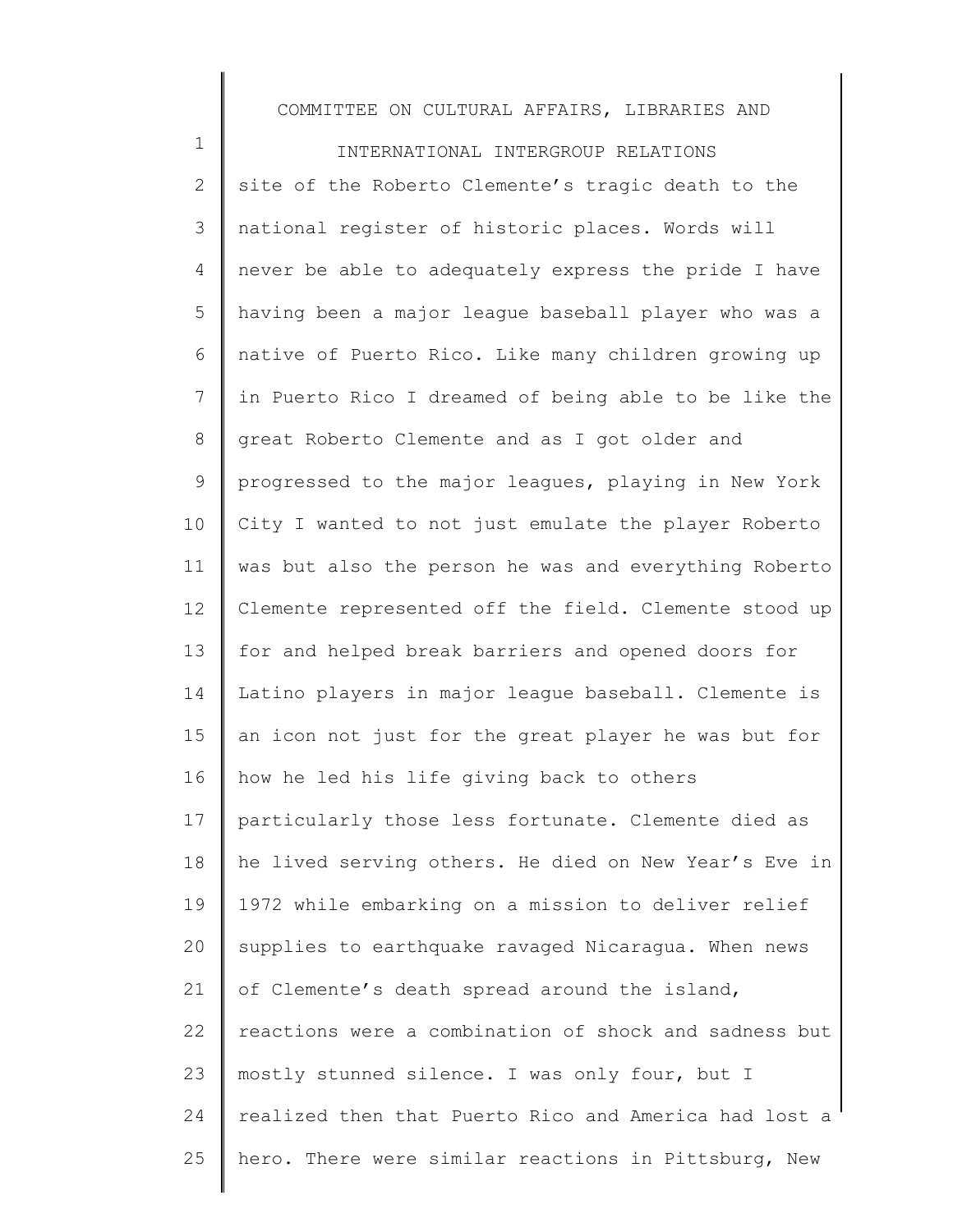site of the Roberto Clemente's tragic death to the national register of historic places. Words will never be able to adequately express the pride I have having been a major league baseball player who was a native of Puerto Rico. Like many children growing up in Puerto Rico I dreamed of being able to be like the great Roberto Clemente and as I got older and progressed to the major leagues, playing in New York City I wanted to not just emulate the player Roberto was but also the person he was and everything Roberto Clemente represented off the field. Clemente stood up for and helped break barriers and opened doors for Latino players in major league baseball. Clemente is an icon not just for the great player he was but for how he led his life giving back to others particularly those less fortunate. Clemente died as he lived serving others. He died on New Year's Eve in 1972 while embarking on a mission to deliver relief supplies to earthquake ravaged Nicaragua. When news of Clemente's death spread around the island, reactions were a combination of shock and sadness but mostly stunned silence. I was only four, but I realized then that Puerto Rico and America had lost a hero. There were similar reactions in Pittsburg, New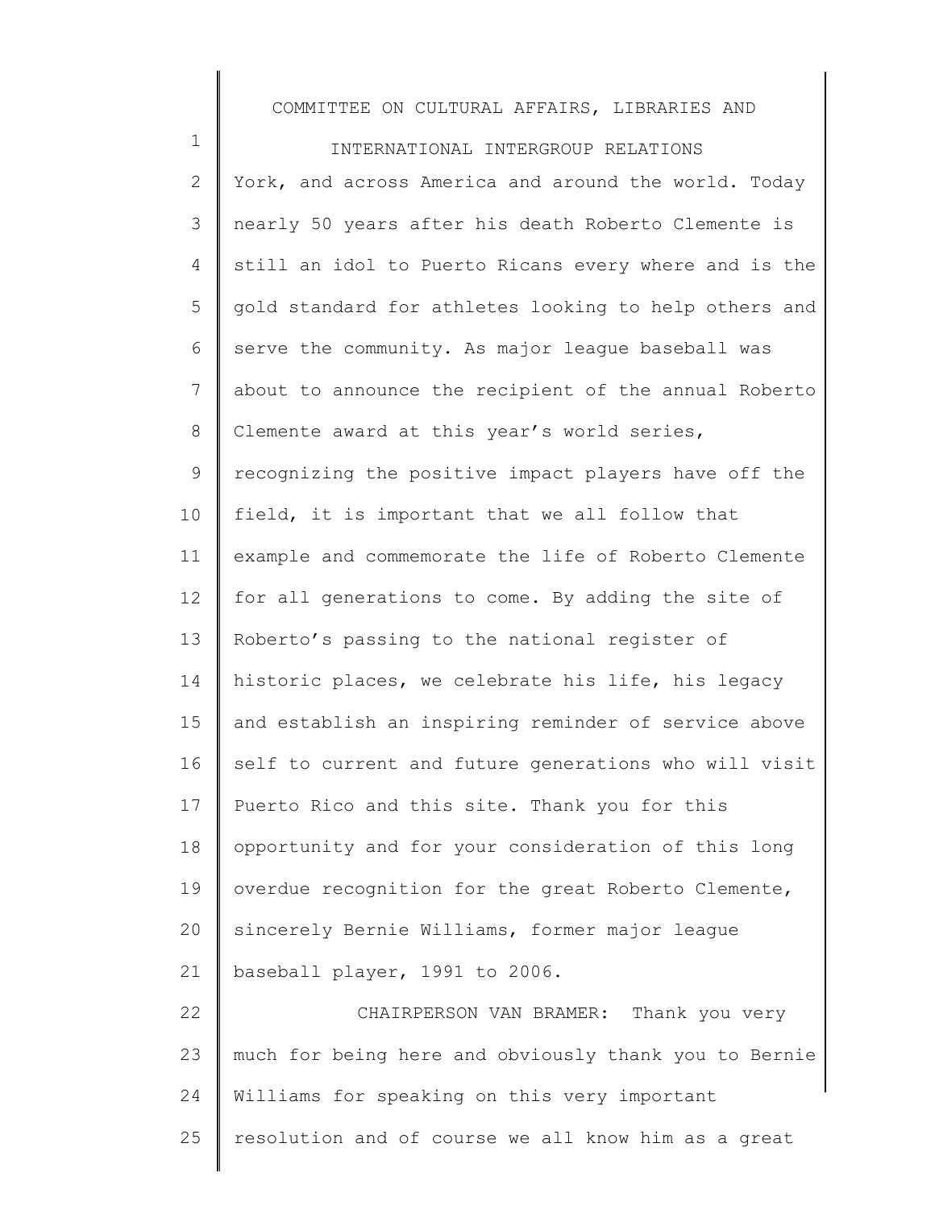York, and across America and around the world. Today nearly 50 years after his death Roberto Clemente is still an idol to Puerto Ricans every where and is the gold standard for athletes looking to help others and serve the community. As major league baseball was about to announce the recipient of the annual Roberto Clemente award at this year's world series, recognizing the positive impact players have off the field, it is important that we all follow that example and commemorate the life of Roberto Clemente for all generations to come. By adding the site of Roberto's passing to the national register of historic places, we celebrate his life, his legacy and establish an inspiring reminder of service above self to current and future generations who will visit Puerto Rico and this site. Thank you for this opportunity and for your consideration of this long overdue recognition for the great Roberto Clemente, sincerely Bernie Williams, former major league baseball player, 1991 to 2006.

CHAIRPERSON VAN BRAMER: Thank you very much for being here and obviously thank you to Bernie Williams for speaking on this very important resolution and of course we all know him as a great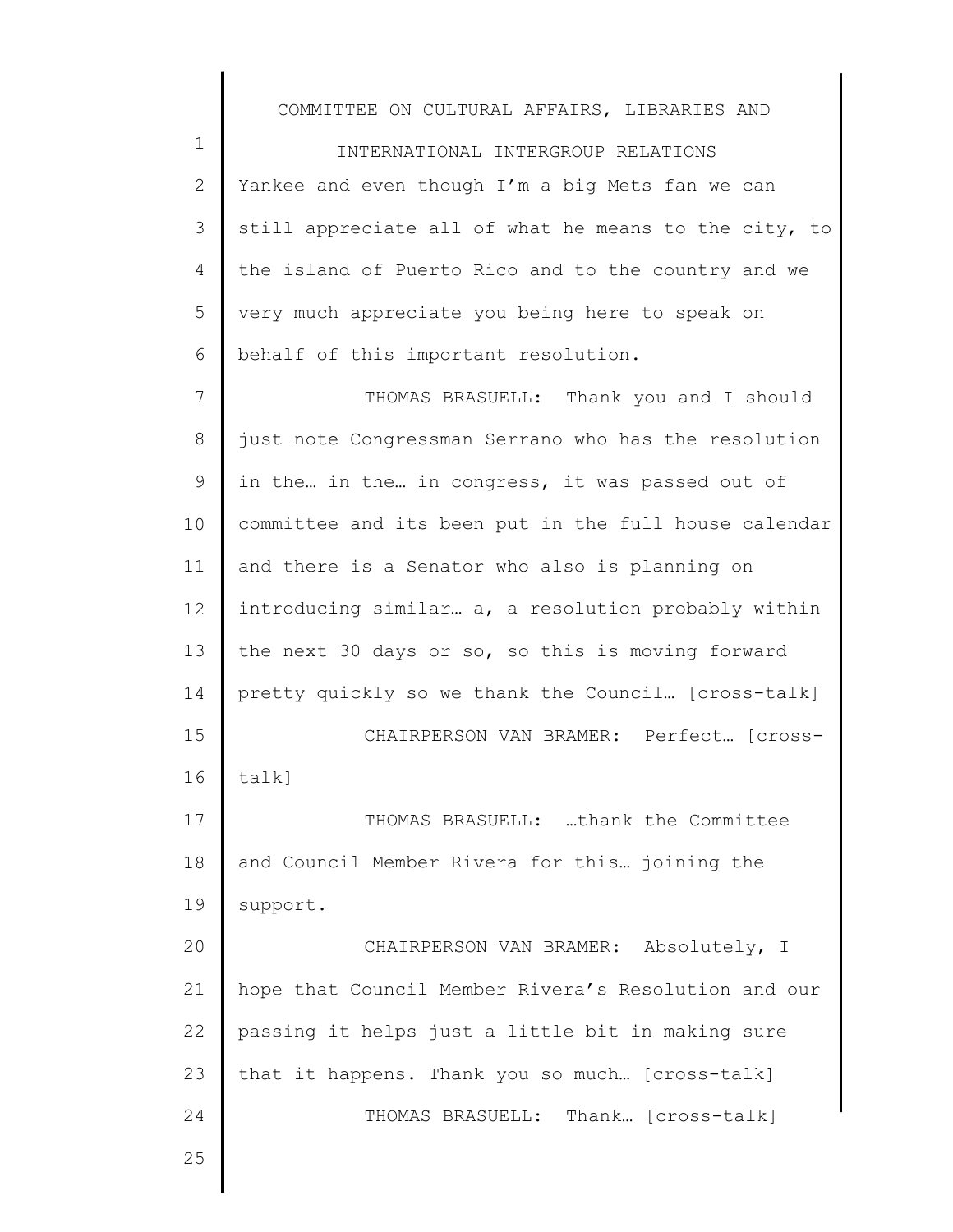Yankee and even though I'm a big Mets fan we can still appreciate all of what he means to the city, to the island of Puerto Rico and to the country and we very much appreciate you being here to speak on behalf of this important resolution.

THOMAS BRASUELL: Thank you and I should just note Congressman Serrano who has the resolution in the… in the… in congress, it was passed out of committee and its been put in the full house calendar and there is a Senator who also is planning on introducing similar… a, a resolution probably within the next 30 days or so, so this is moving forward pretty quickly so we thank the Council… [cross-talk]

CHAIRPERSON VAN BRAMER: Perfect… [cross-talk]

THOMAS BRASUELL: …thank the Committee and Council Member Rivera for this… joining the support.

CHAIRPERSON VAN BRAMER: Absolutely, I hope that Council Member Rivera's Resolution and our passing it helps just a little bit in making sure that it happens. Thank you so much… [cross-talk]

THOMAS BRASUELL: Thank… [cross-talk]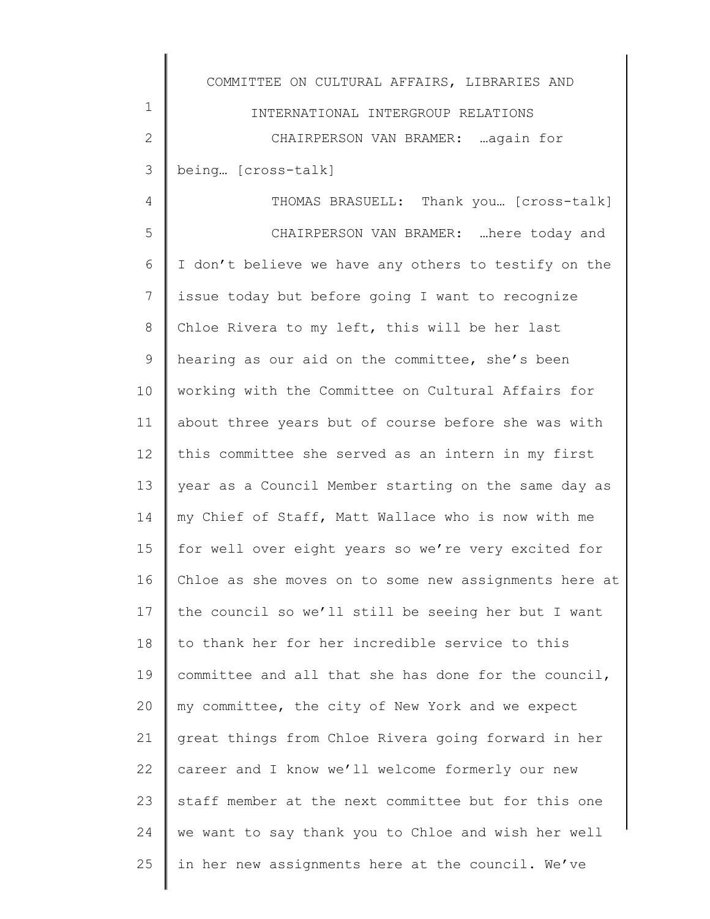CHAIRPERSON VAN BRAMER: …again for being… [cross-talk]

THOMAS BRASUELL: Thank you… [cross-talk]

CHAIRPERSON VAN BRAMER: …here today and I don't believe we have any others to testify on the issue today but before going I want to recognize Chloe Rivera to my left, this will be her last hearing as our aid on the committee, she's been working with the Committee on Cultural Affairs for about three years but of course before she was with this committee she served as an intern in my first year as a Council Member starting on the same day as my Chief of Staff, Matt Wallace who is now with me for well over eight years so we're very excited for Chloe as she moves on to some new assignments here at the council so we'll still be seeing her but I want to thank her for her incredible service to this committee and all that she has done for the council, my committee, the city of New York and we expect great things from Chloe Rivera going forward in her career and I know we'll welcome formerly our new staff member at the next committee but for this one we want to say thank you to Chloe and wish her well in her new assignments here at the council. We've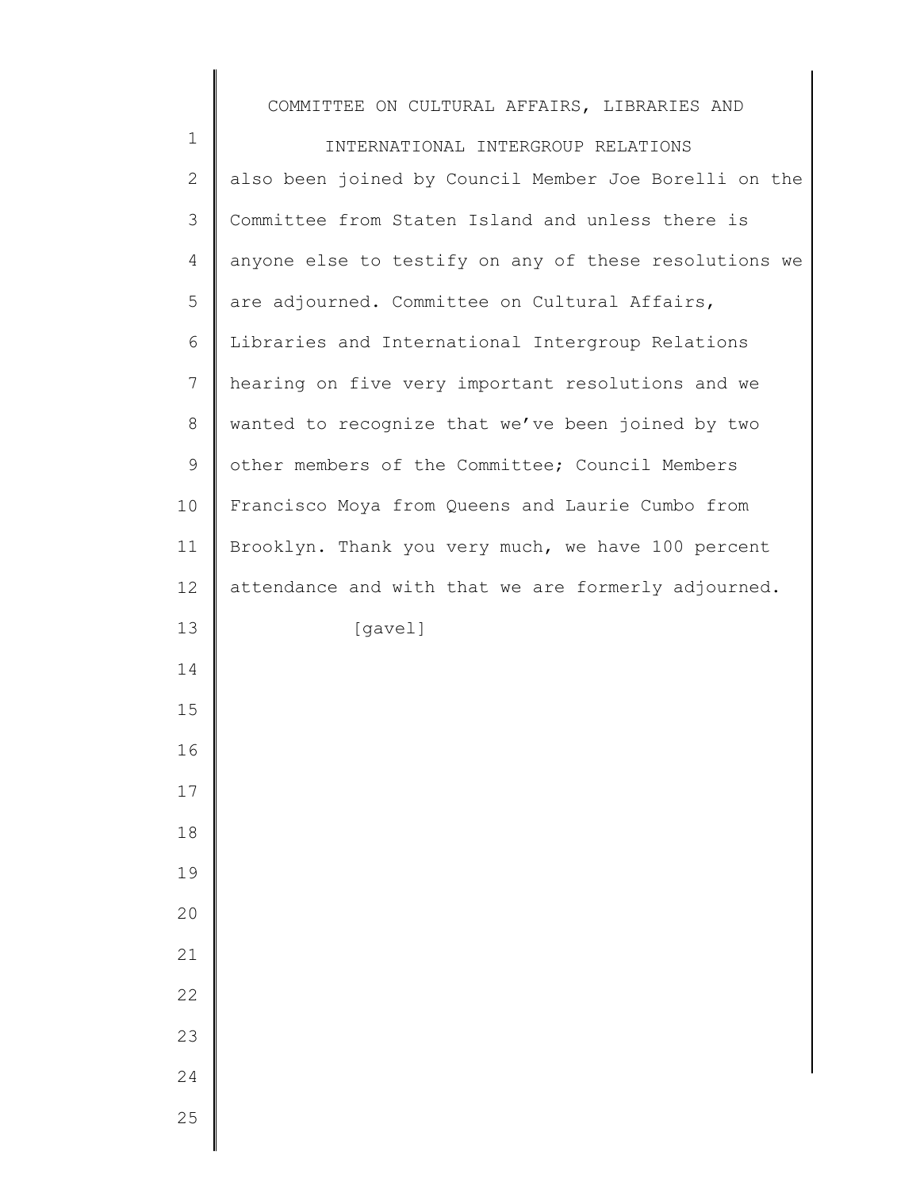also been joined by Council Member Joe Borelli on the Committee from Staten Island and unless there is anyone else to testify on any of these resolutions we are adjourned. Committee on Cultural Affairs, Libraries and International Intergroup Relations hearing on five very important resolutions and we wanted to recognize that we've been joined by two other members of the Committee; Council Members Francisco Moya from Queens and Laurie Cumbo from Brooklyn. Thank you very much, we have 100 percent attendance and with that we are formerly adjourned.

[gavel]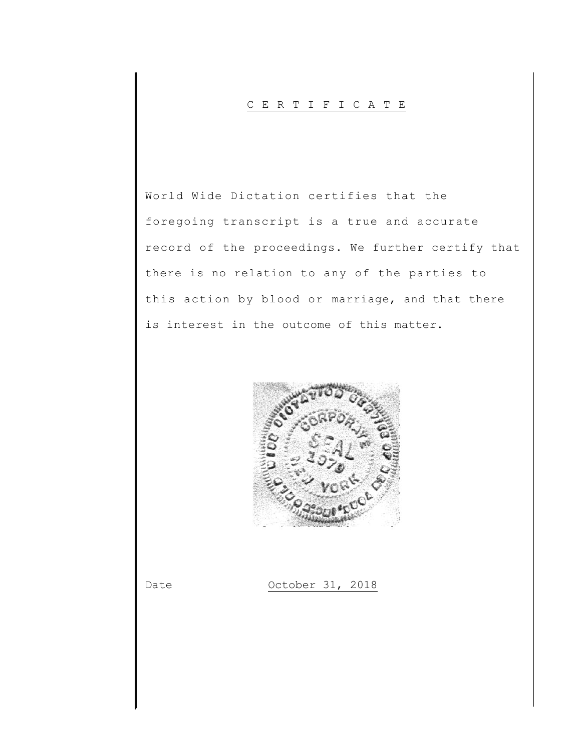# C E R T I F I C A T E

World Wide Dictation certifies that the foregoing transcript is a true and accurate record of the proceedings. We further certify that there is no relation to any of the parties to this action by blood or marriage, and that there is interest in the outcome of this matter.

Date October 31, 2018